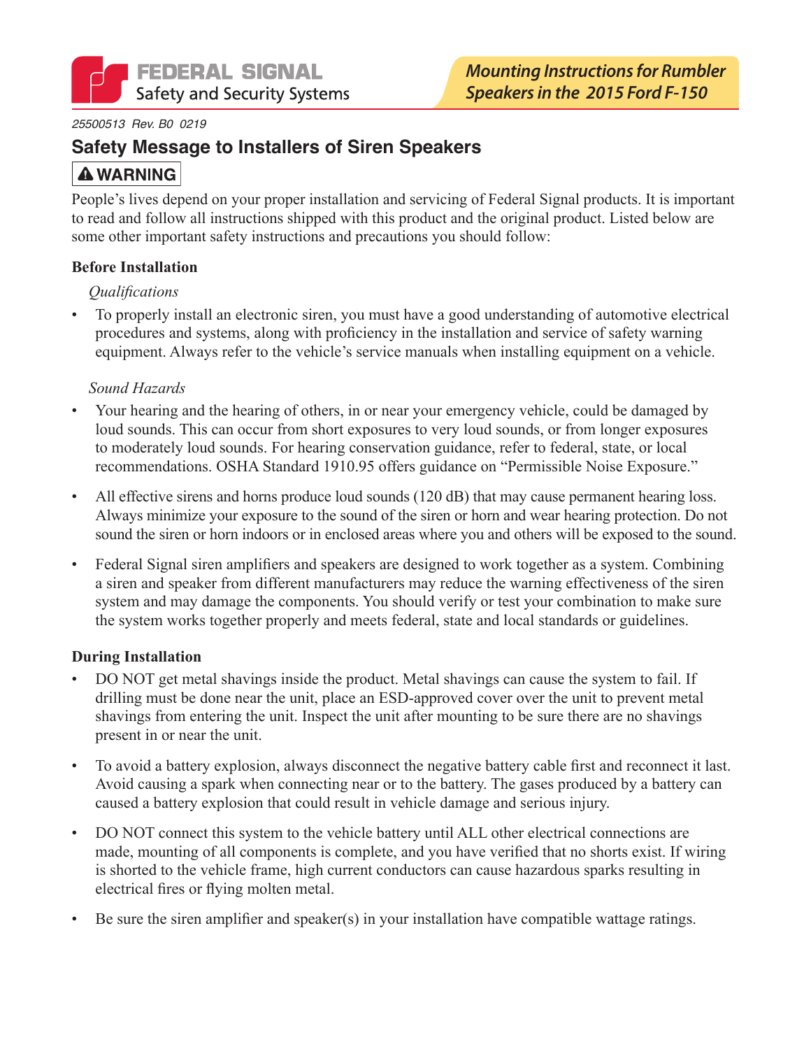FEDERAL SIGNAL
Safety and Security Systems

*Mounting Instructions for Rumbler Speakers in the 2015 Ford F-150*

*25500513 Rev. B0 0219*

## Safety Message to Installers of Siren Speakers

**⚠ WARNING**

People's lives depend on your proper installation and servicing of Federal Signal products. It is important to read and follow all instructions shipped with this product and the original product. Listed below are some other important safety instructions and precautions you should follow:

**Before Installation**

*Qualifications*

- To properly install an electronic siren, you must have a good understanding of automotive electrical procedures and systems, along with proficiency in the installation and service of safety warning equipment. Always refer to the vehicle's service manuals when installing equipment on a vehicle.

*Sound Hazards*

- Your hearing and the hearing of others, in or near your emergency vehicle, could be damaged by loud sounds. This can occur from short exposures to very loud sounds, or from longer exposures to moderately loud sounds. For hearing conservation guidance, refer to federal, state, or local recommendations. OSHA Standard 1910.95 offers guidance on "Permissible Noise Exposure."
- All effective sirens and horns produce loud sounds (120 dB) that may cause permanent hearing loss. Always minimize your exposure to the sound of the siren or horn and wear hearing protection. Do not sound the siren or horn indoors or in enclosed areas where you and others will be exposed to the sound.
- Federal Signal siren amplifiers and speakers are designed to work together as a system. Combining a siren and speaker from different manufacturers may reduce the warning effectiveness of the siren system and may damage the components. You should verify or test your combination to make sure the system works together properly and meets federal, state and local standards or guidelines.

**During Installation**

- DO NOT get metal shavings inside the product. Metal shavings can cause the system to fail. If drilling must be done near the unit, place an ESD-approved cover over the unit to prevent metal shavings from entering the unit. Inspect the unit after mounting to be sure there are no shavings present in or near the unit.
- To avoid a battery explosion, always disconnect the negative battery cable first and reconnect it last. Avoid causing a spark when connecting near or to the battery. The gases produced by a battery can caused a battery explosion that could result in vehicle damage and serious injury.
- DO NOT connect this system to the vehicle battery until ALL other electrical connections are made, mounting of all components is complete, and you have verified that no shorts exist. If wiring is shorted to the vehicle frame, high current conductors can cause hazardous sparks resulting in electrical fires or flying molten metal.
- Be sure the siren amplifier and speaker(s) in your installation have compatible wattage ratings.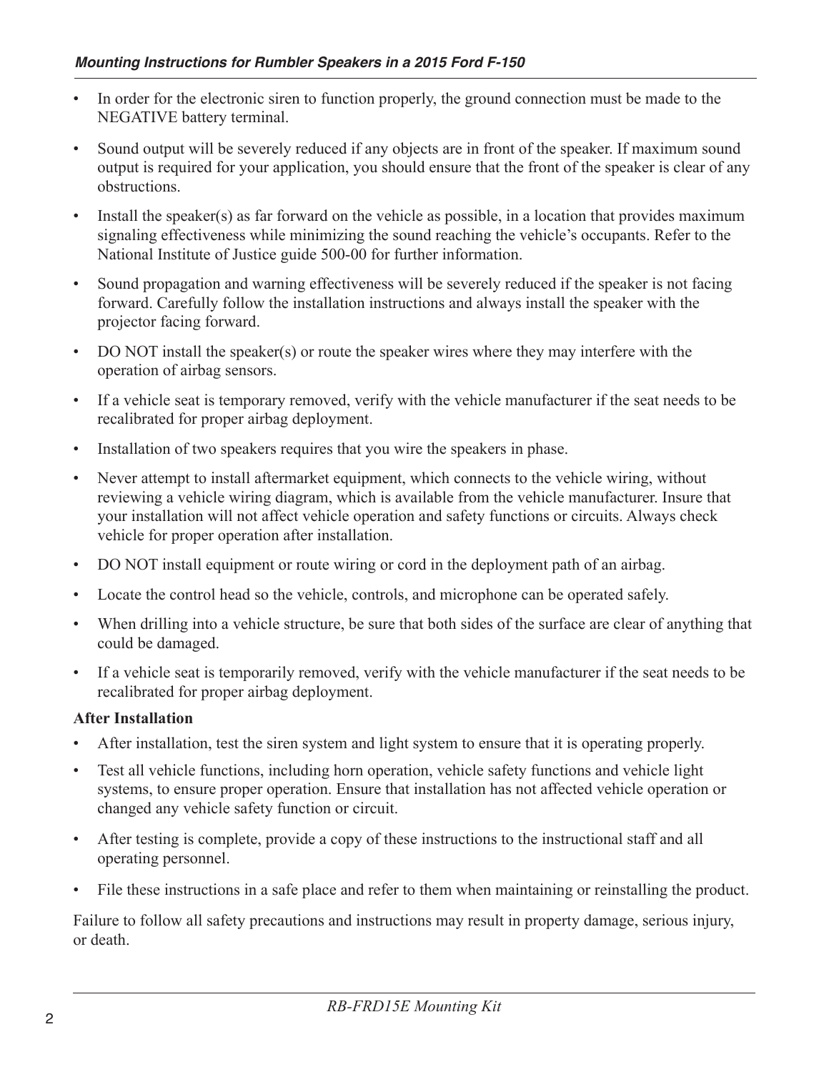- In order for the electronic siren to function properly, the ground connection must be made to the NEGATIVE battery terminal.
- Sound output will be severely reduced if any objects are in front of the speaker. If maximum sound output is required for your application, you should ensure that the front of the speaker is clear of any obstructions.
- Install the speaker(s) as far forward on the vehicle as possible, in a location that provides maximum signaling effectiveness while minimizing the sound reaching the vehicle's occupants. Refer to the National Institute of Justice guide 500-00 for further information.
- Sound propagation and warning effectiveness will be severely reduced if the speaker is not facing forward. Carefully follow the installation instructions and always install the speaker with the projector facing forward.
- DO NOT install the speaker(s) or route the speaker wires where they may interfere with the operation of airbag sensors.
- If a vehicle seat is temporary removed, verify with the vehicle manufacturer if the seat needs to be recalibrated for proper airbag deployment.
- Installation of two speakers requires that you wire the speakers in phase.
- Never attempt to install aftermarket equipment, which connects to the vehicle wiring, without reviewing a vehicle wiring diagram, which is available from the vehicle manufacturer. Insure that your installation will not affect vehicle operation and safety functions or circuits. Always check vehicle for proper operation after installation.
- DO NOT install equipment or route wiring or cord in the deployment path of an airbag.
- Locate the control head so the vehicle, controls, and microphone can be operated safely.
- When drilling into a vehicle structure, be sure that both sides of the surface are clear of anything that could be damaged.
- If a vehicle seat is temporarily removed, verify with the vehicle manufacturer if the seat needs to be recalibrated for proper airbag deployment.

**After Installation**

- After installation, test the siren system and light system to ensure that it is operating properly.
- Test all vehicle functions, including horn operation, vehicle safety functions and vehicle light systems, to ensure proper operation. Ensure that installation has not affected vehicle operation or changed any vehicle safety function or circuit.
- After testing is complete, provide a copy of these instructions to the instructional staff and all operating personnel.
- File these instructions in a safe place and refer to them when maintaining or reinstalling the product.

Failure to follow all safety precautions and instructions may result in property damage, serious injury, or death.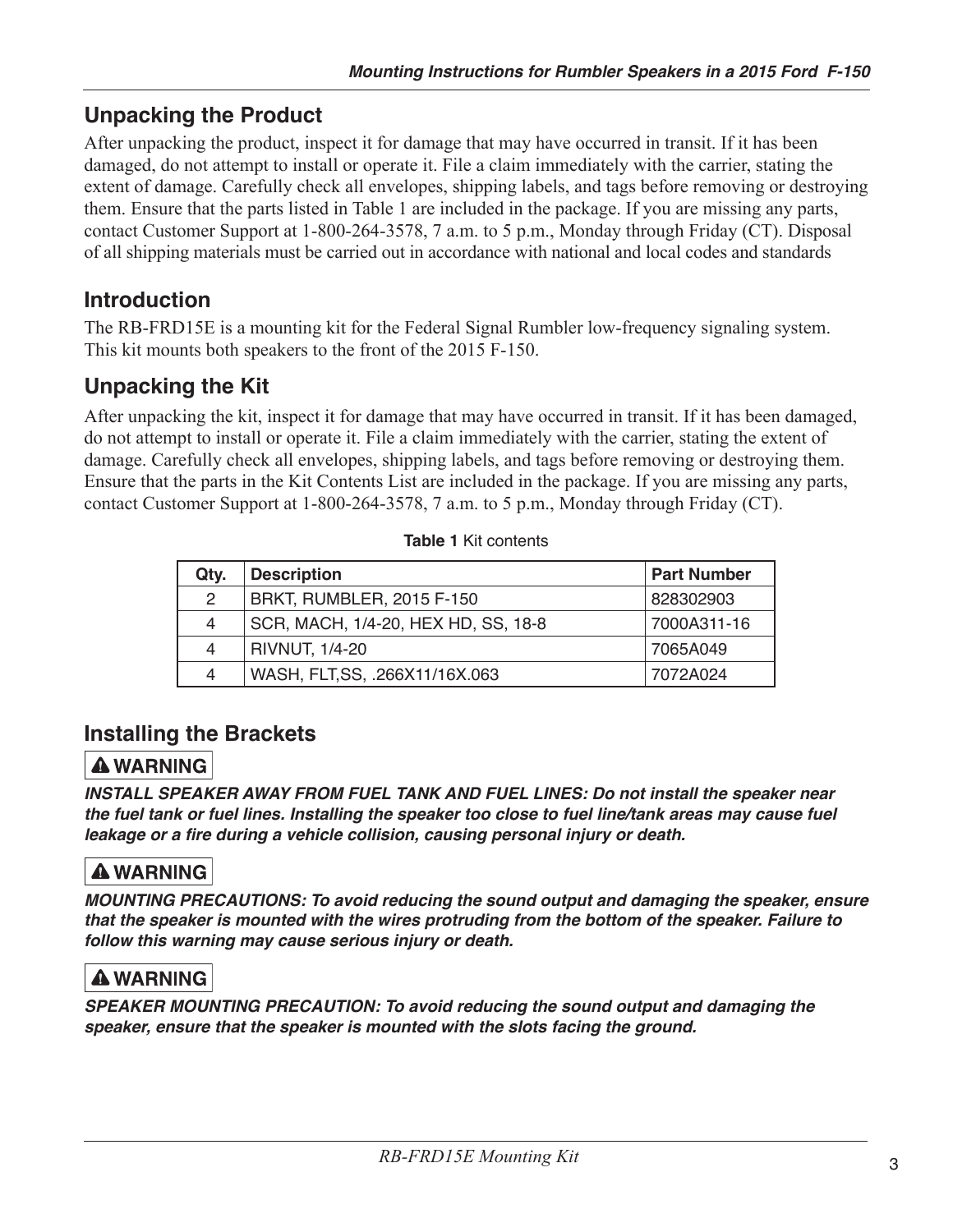## Unpacking the Product

After unpacking the product, inspect it for damage that may have occurred in transit. If it has been damaged, do not attempt to install or operate it. File a claim immediately with the carrier, stating the extent of damage. Carefully check all envelopes, shipping labels, and tags before removing or destroying them. Ensure that the parts listed in Table 1 are included in the package. If you are missing any parts, contact Customer Support at 1-800-264-3578, 7 a.m. to 5 p.m., Monday through Friday (CT). Disposal of all shipping materials must be carried out in accordance with national and local codes and standards

## Introduction

The RB-FRD15E is a mounting kit for the Federal Signal Rumbler low-frequency signaling system. This kit mounts both speakers to the front of the 2015 F-150.

## Unpacking the Kit

After unpacking the kit, inspect it for damage that may have occurred in transit. If it has been damaged, do not attempt to install or operate it. File a claim immediately with the carrier, stating the extent of damage. Carefully check all envelopes, shipping labels, and tags before removing or destroying them. Ensure that the parts in the Kit Contents List are included in the package. If you are missing any parts, contact Customer Support at 1-800-264-3578, 7 a.m. to 5 p.m., Monday through Friday (CT).

**Table 1** Kit contents

| Qty. | Description | Part Number |
|---|---|---|
| 2 | BRKT, RUMBLER, 2015 F-150 | 828302903 |
| 4 | SCR, MACH, 1/4-20, HEX HD, SS, 18-8 | 7000A311-16 |
| 4 | RIVNUT, 1/4-20 | 7065A049 |
| 4 | WASH, FLT,SS, .266X11/16X.063 | 7072A024 |

## Installing the Brackets

**⚠ WARNING**

***INSTALL SPEAKER AWAY FROM FUEL TANK AND FUEL LINES: Do not install the speaker near the fuel tank or fuel lines. Installing the speaker too close to fuel line/tank areas may cause fuel leakage or a fire during a vehicle collision, causing personal injury or death.***

**⚠ WARNING**

***MOUNTING PRECAUTIONS: To avoid reducing the sound output and damaging the speaker, ensure that the speaker is mounted with the wires protruding from the bottom of the speaker. Failure to follow this warning may cause serious injury or death.***

**⚠ WARNING**

***SPEAKER MOUNTING PRECAUTION: To avoid reducing the sound output and damaging the speaker, ensure that the speaker is mounted with the slots facing the ground.***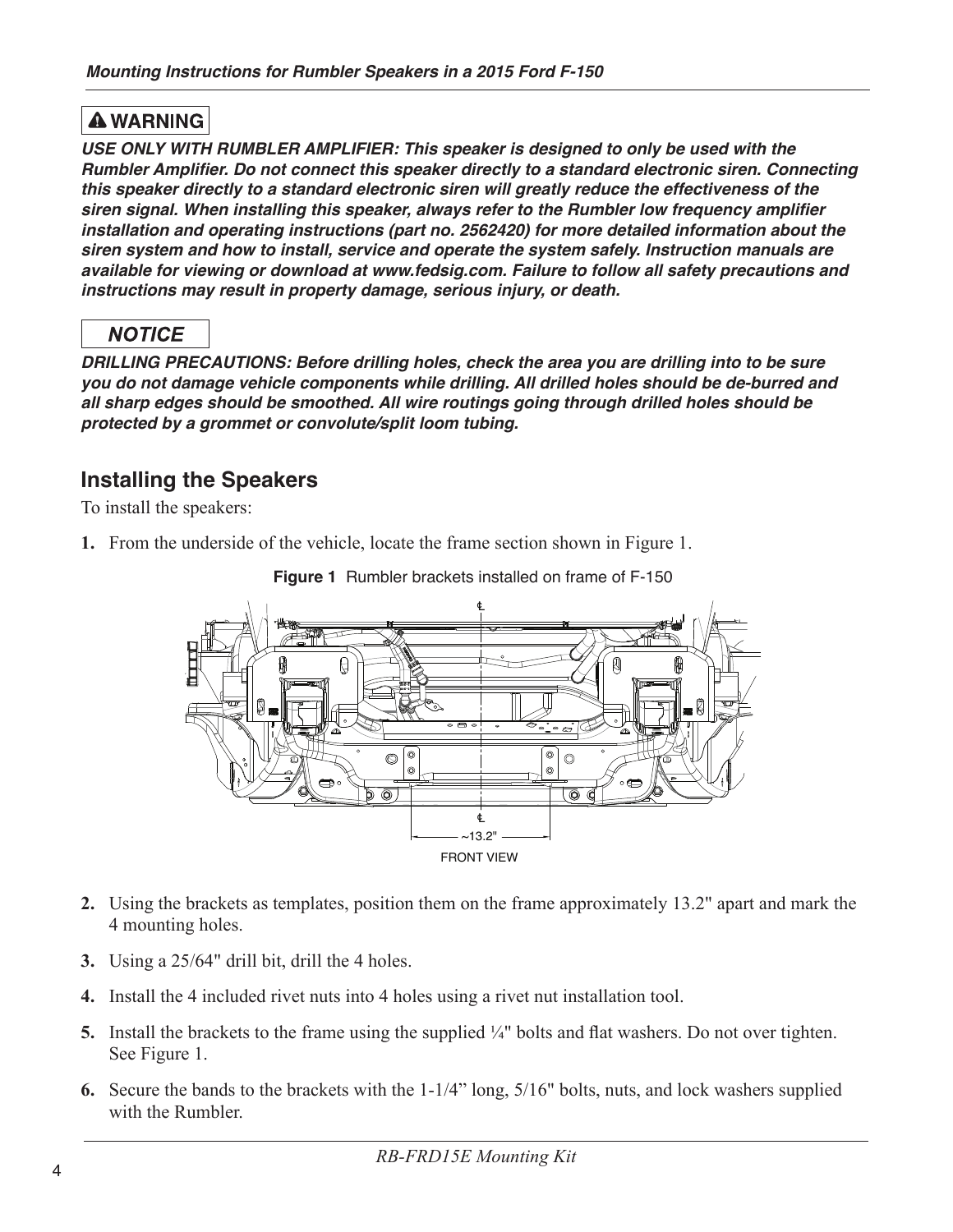## ⚠ WARNING

***USE ONLY WITH RUMBLER AMPLIFIER: This speaker is designed to only be used with the Rumbler Amplifier. Do not connect this speaker directly to a standard electronic siren. Connecting this speaker directly to a standard electronic siren will greatly reduce the effectiveness of the siren signal. When installing this speaker, always refer to the Rumbler low frequency amplifier installation and operating instructions (part no. 2562420) for more detailed information about the siren system and how to install, service and operate the system safely. Instruction manuals are available for viewing or download at www.fedsig.com. Failure to follow all safety precautions and instructions may result in property damage, serious injury, or death.***

## NOTICE

***DRILLING PRECAUTIONS: Before drilling holes, check the area you are drilling into to be sure you do not damage vehicle components while drilling. All drilled holes should be de-burred and all sharp edges should be smoothed. All wire routings going through drilled holes should be protected by a grommet or convolute/split loom tubing.***

## Installing the Speakers

To install the speakers:

1. From the underside of the vehicle, locate the frame section shown in Figure 1.

**Figure 1** Rumbler brackets installed on frame of F-150

~13.2"

FRONT VIEW

2. Using the brackets as templates, position them on the frame approximately 13.2" apart and mark the 4 mounting holes.
3. Using a 25/64" drill bit, drill the 4 holes.
4. Install the 4 included rivet nuts into 4 holes using a rivet nut installation tool.
5. Install the brackets to the frame using the supplied ¼" bolts and flat washers. Do not over tighten. See Figure 1.
6. Secure the bands to the brackets with the 1-1/4" long, 5/16" bolts, nuts, and lock washers supplied with the Rumbler.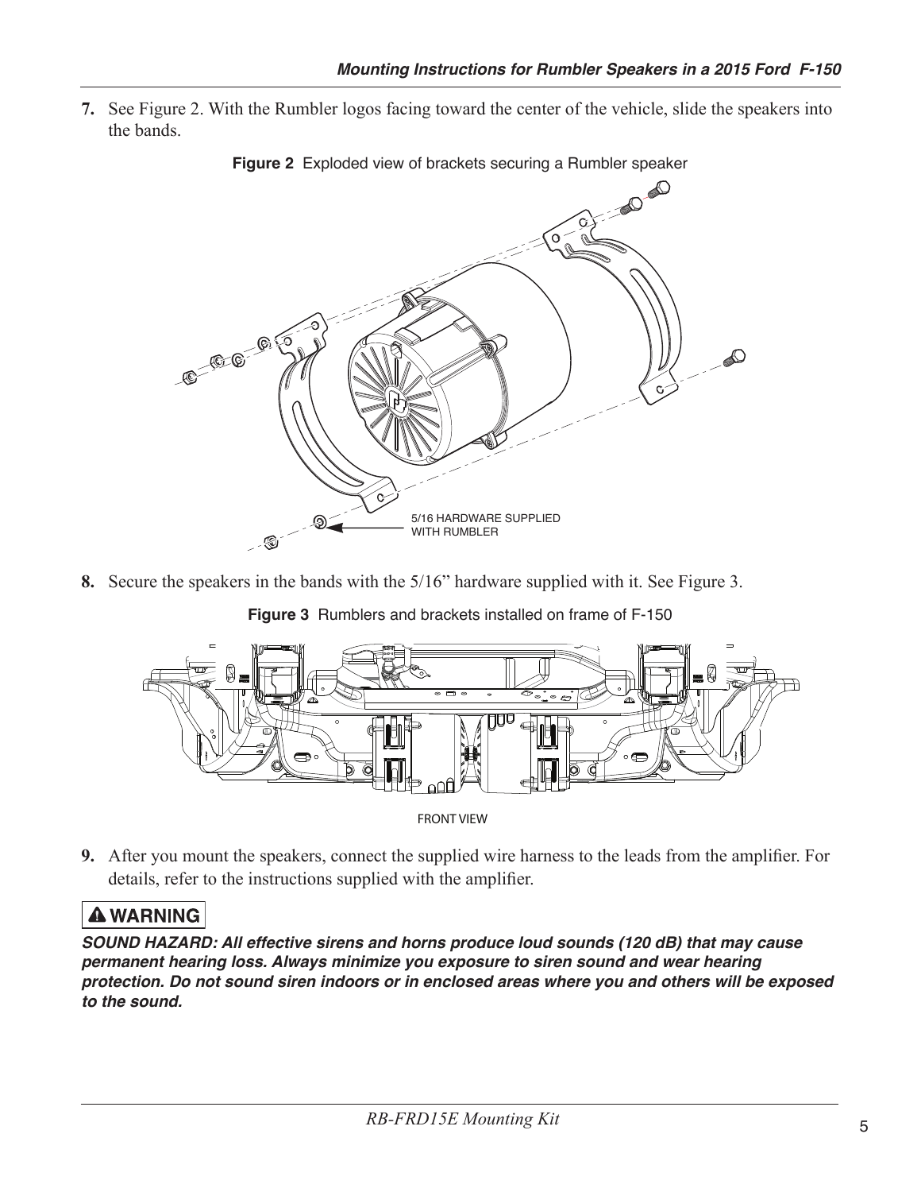7. See Figure 2. With the Rumbler logos facing toward the center of the vehicle, slide the speakers into the bands.

**Figure 2** Exploded view of brackets securing a Rumbler speaker

5/16 HARDWARE SUPPLIED WITH RUMBLER

8. Secure the speakers in the bands with the 5/16" hardware supplied with it. See Figure 3.

**Figure 3** Rumblers and brackets installed on frame of F-150

FRONT VIEW

9. After you mount the speakers, connect the supplied wire harness to the leads from the amplifier. For details, refer to the instructions supplied with the amplifier.

**⚠ WARNING**

***SOUND HAZARD: All effective sirens and horns produce loud sounds (120 dB) that may cause permanent hearing loss. Always minimize you exposure to siren sound and wear hearing protection. Do not sound siren indoors or in enclosed areas where you and others will be exposed to the sound.***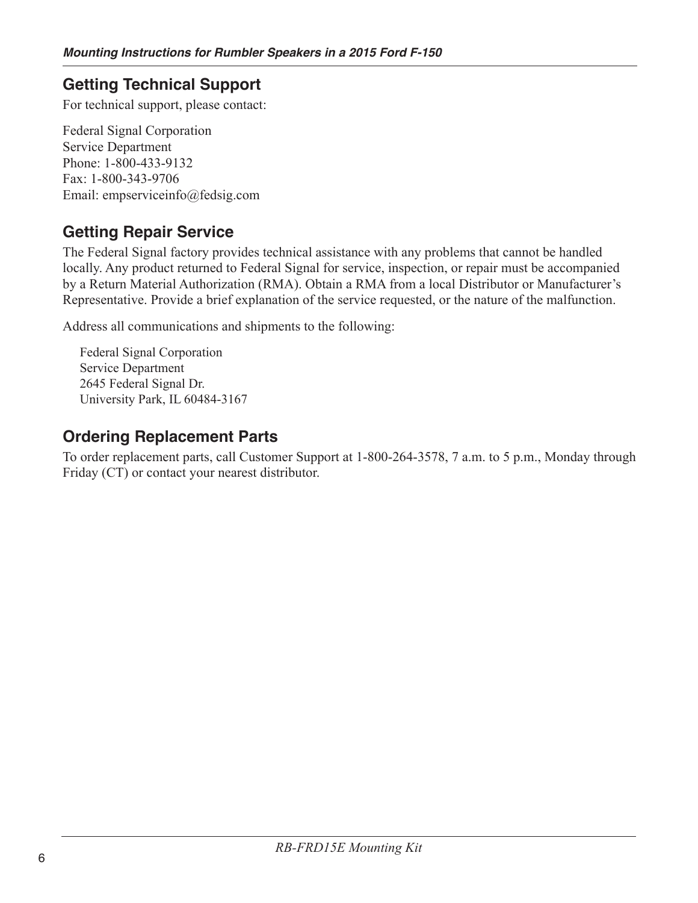## Getting Technical Support

For technical support, please contact:

Federal Signal Corporation
Service Department
Phone: 1-800-433-9132
Fax: 1-800-343-9706
Email: empserviceinfo@fedsig.com

## Getting Repair Service

The Federal Signal factory provides technical assistance with any problems that cannot be handled locally. Any product returned to Federal Signal for service, inspection, or repair must be accompanied by a Return Material Authorization (RMA). Obtain a RMA from a local Distributor or Manufacturer's Representative. Provide a brief explanation of the service requested, or the nature of the malfunction.

Address all communications and shipments to the following:

Federal Signal Corporation
Service Department
2645 Federal Signal Dr.
University Park, IL 60484-3167

## Ordering Replacement Parts

To order replacement parts, call Customer Support at 1-800-264-3578, 7 a.m. to 5 p.m., Monday through Friday (CT) or contact your nearest distributor.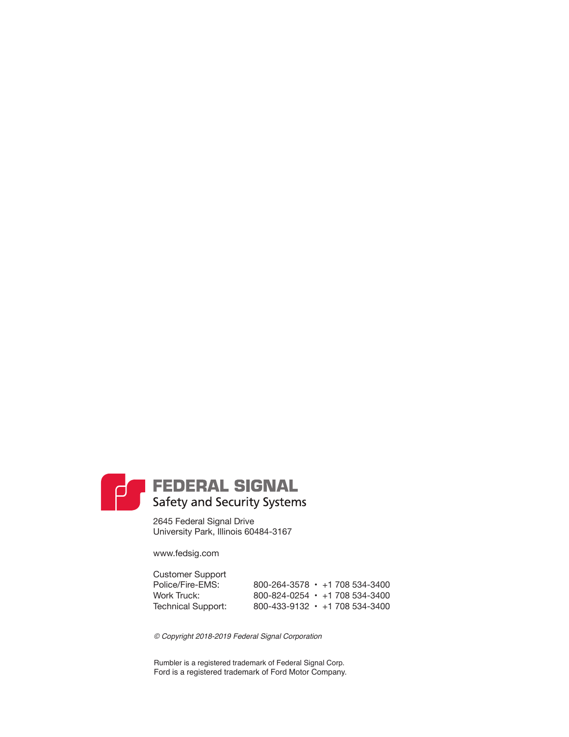**FEDERAL SIGNAL**
Safety and Security Systems

2645 Federal Signal Drive
University Park, Illinois 60484-3167

www.fedsig.com

| Customer Support | |
|---|---|
| Police/Fire-EMS: | 800-264-3578 • +1 708 534-3400 |
| Work Truck: | 800-824-0254 • +1 708 534-3400 |
| Technical Support: | 800-433-9132 • +1 708 534-3400 |

*© Copyright 2018-2019 Federal Signal Corporation*

Rumbler is a registered trademark of Federal Signal Corp.
Ford is a registered trademark of Ford Motor Company.